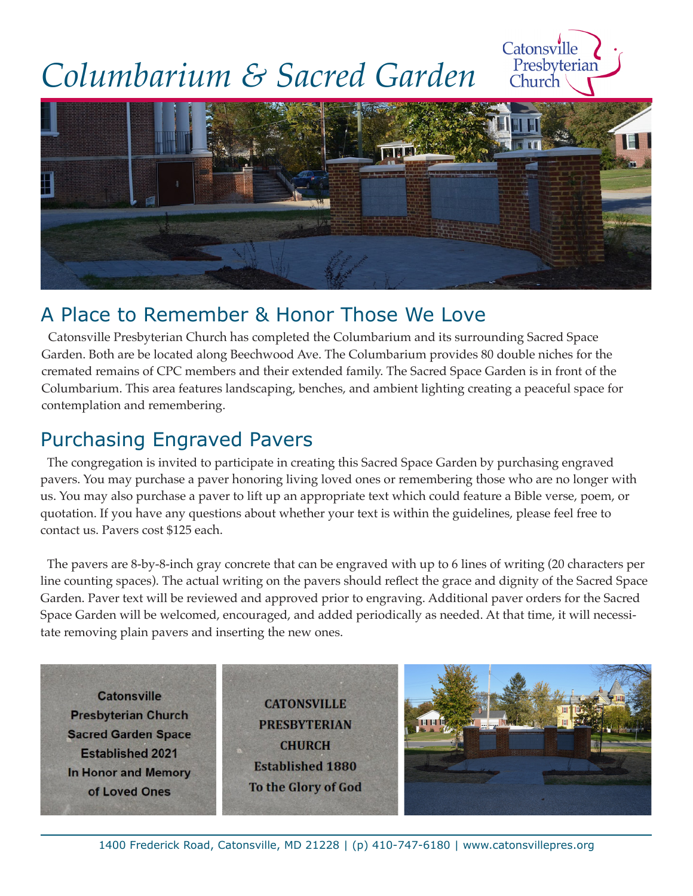# Columbarium & Sacred Garden

Catonsville Presbyterian Church

## A Place to Remember & Honor Those We Love

Catonsville Presbyterian Church has completed the Columbarium and its surrounding Sacred Space Garden. Both are be located along Beechwood Ave. The Columbarium provides 80 double niches for the cremated remains of CPC members and their extended family. The Sacred Space Garden is in front of the Columbarium. This area features landscaping, benches, and ambient lighting creating a peaceful space for contemplation and remembering.

## Purchasing Engraved Pavers

The congregation is invited to participate in creating this Sacred Space Garden by purchasing engraved pavers. You may purchase a paver honoring living loved ones or remembering those who are no longer with us. You may also purchase a paver to lift up an appropriate text which could feature a Bible verse, poem, or quotation. If you have any questions about whether your text is within the guidelines, please feel free to contact us. Pavers cost $125 each.

The pavers are 8-by-8-inch gray concrete that can be engraved with up to 6 lines of writing (20 characters per line counting spaces). The actual writing on the pavers should reflect the grace and dignity of the Sacred Space Garden. Paver text will be reviewed and approved prior to engraving. Additional paver orders for the Sacred Space Garden will be welcomed, encouraged, and added periodically as needed. At that time, it will necessitate removing plain pavers and inserting the new ones.

Catonsville
Presbyterian Church
Sacred Garden Space
Established 2021
In Honor and Memory
of Loved Ones

CATONSVILLE
PRESBYTERIAN
CHURCH
Established 1880
To the Glory of God

1400 Frederick Road, Catonsville, MD 21228 | (p) 410-747-6180 | www.catonsvillepres.org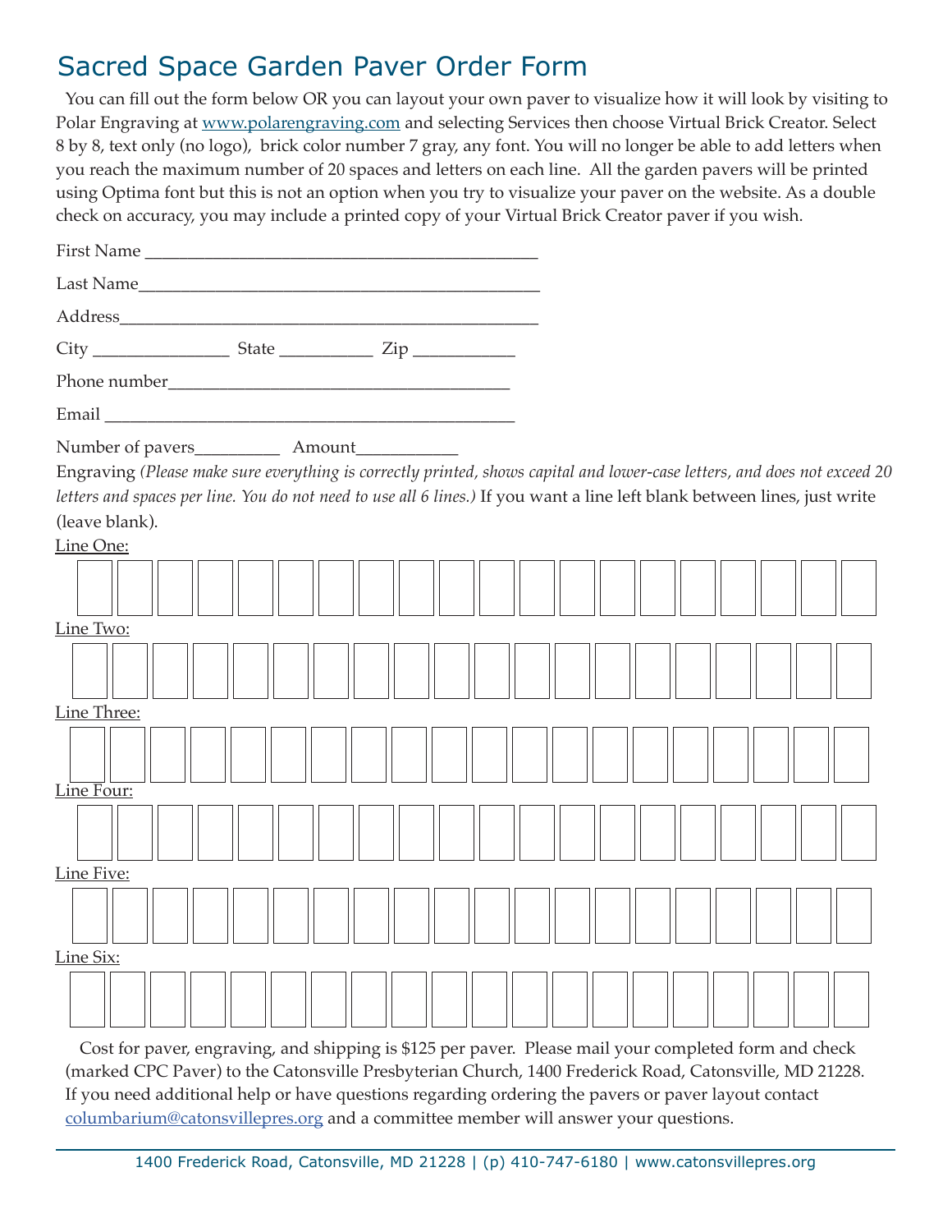# Sacred Space Garden Paver Order Form

You can fill out the form below OR you can layout your own paver to visualize how it will look by visiting to Polar Engraving at www.polarengraving.com and selecting Services then choose Virtual Brick Creator. Select 8 by 8, text only (no logo), brick color number 7 gray, any font. You will no longer be able to add letters when you reach the maximum number of 20 spaces and letters on each line. All the garden pavers will be printed using Optima font but this is not an option when you try to visualize your paver on the website. As a double check on accuracy, you may include a printed copy of your Virtual Brick Creator paver if you wish.

First Name ___________________________________________

Last Name____________________________________________

Address______________________________________________

City _______________ State __________ Zip ___________

Phone number______________________________________

Email ___________________________________________

Number of pavers_________ Amount___________

Engraving *(Please make sure everything is correctly printed, shows capital and lower-case letters, and does not exceed 20 letters and spaces per line. You do not need to use all 6 lines.)* If you want a line left blank between lines, just write (leave blank).

Line One:

| | | | | | | | | | | | | | | | | | | | |
|---|---|---|---|---|---|---|---|---|---|---|---|---|---|---|---|---|---|---|---|
| | | | | | | | | | | | | | | | | | | | |

Line Two:

| | | | | | | | | | | | | | | | | | | | |
|---|---|---|---|---|---|---|---|---|---|---|---|---|---|---|---|---|---|---|---|
| | | | | | | | | | | | | | | | | | | | |

Line Three:

| | | | | | | | | | | | | | | | | | | | |
|---|---|---|---|---|---|---|---|---|---|---|---|---|---|---|---|---|---|---|---|
| | | | | | | | | | | | | | | | | | | | |

Line Four:

| | | | | | | | | | | | | | | | | | | | |
|---|---|---|---|---|---|---|---|---|---|---|---|---|---|---|---|---|---|---|---|
| | | | | | | | | | | | | | | | | | | | |

Line Five:

| | | | | | | | | | | | | | | | | | | | |
|---|---|---|---|---|---|---|---|---|---|---|---|---|---|---|---|---|---|---|---|
| | | | | | | | | | | | | | | | | | | | |

Line Six:

| | | | | | | | | | | | | | | | | | | | |
|---|---|---|---|---|---|---|---|---|---|---|---|---|---|---|---|---|---|---|---|
| | | | | | | | | | | | | | | | | | | | |

Cost for paver, engraving, and shipping is $125 per paver. Please mail your completed form and check (marked CPC Paver) to the Catonsville Presbyterian Church, 1400 Frederick Road, Catonsville, MD 21228. If you need additional help or have questions regarding ordering the pavers or paver layout contact columbarium@catonsvillepres.org and a committee member will answer your questions.

1400 Frederick Road, Catonsville, MD 21228 | (p) 410-747-6180 | www.catonsvillepres.org